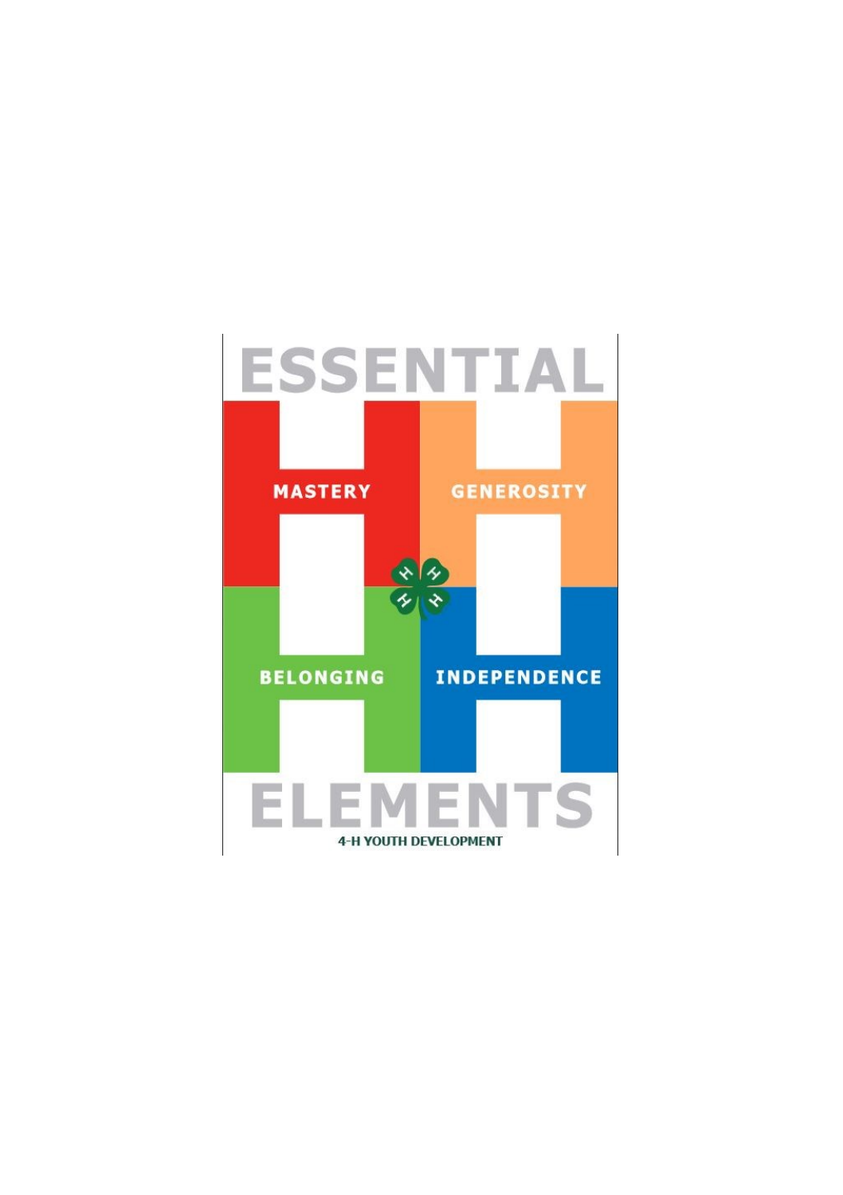# ESSENTIAL

MASTERY

GENEROSITY

BELONGING

INDEPENDENCE

# ELEMENTS

**4-H YOUTH DEVELOPMENT**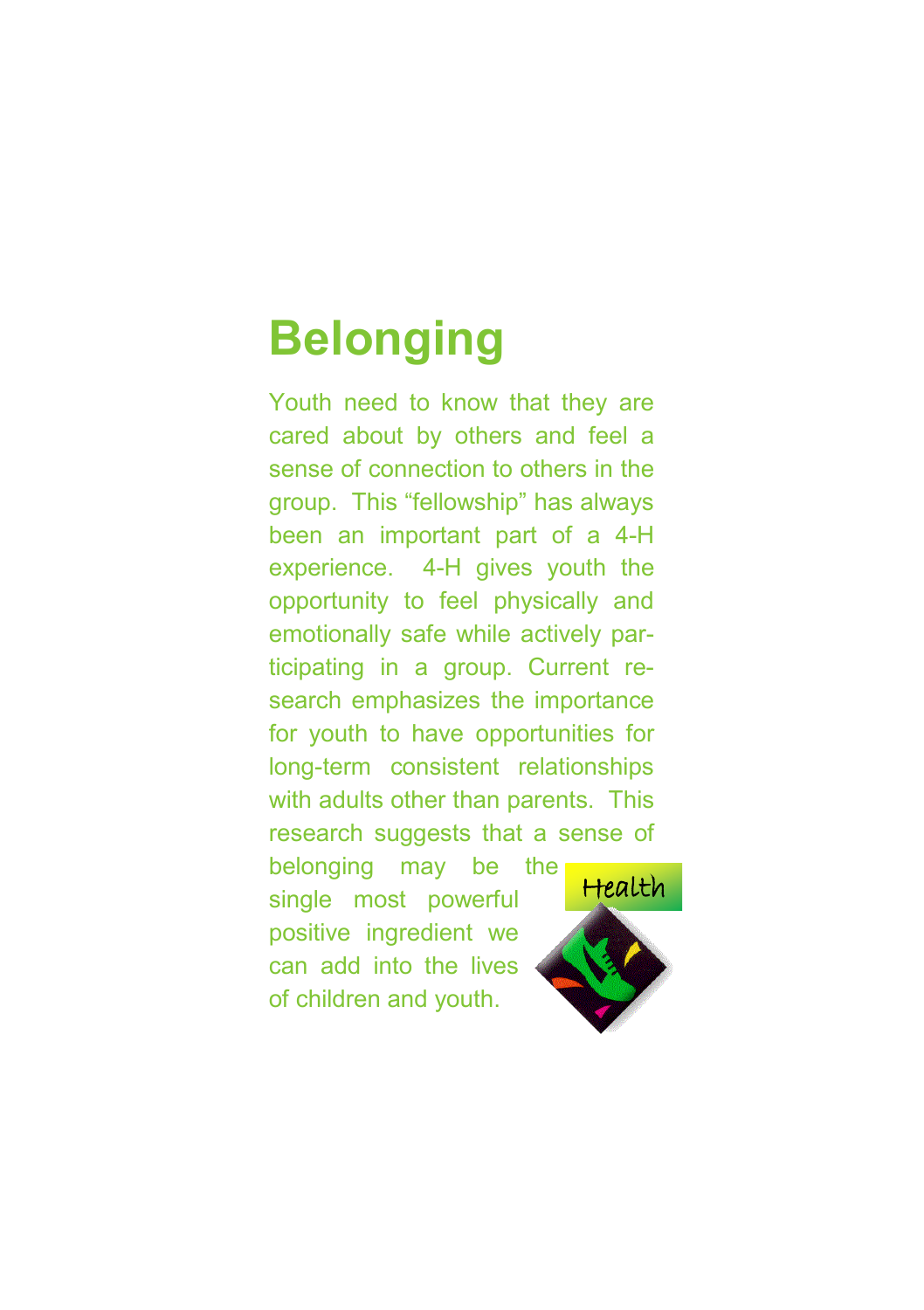# Belonging

Youth need to know that they are cared about by others and feel a sense of connection to others in the group. This "fellowship" has always been an important part of a 4-H experience. 4-H gives youth the opportunity to feel physically and emotionally safe while actively participating in a group. Current research emphasizes the importance for youth to have opportunities for long-term consistent relationships with adults other than parents. This research suggests that a sense of belonging may be the single most powerful positive ingredient we can add into the lives of children and youth.

Health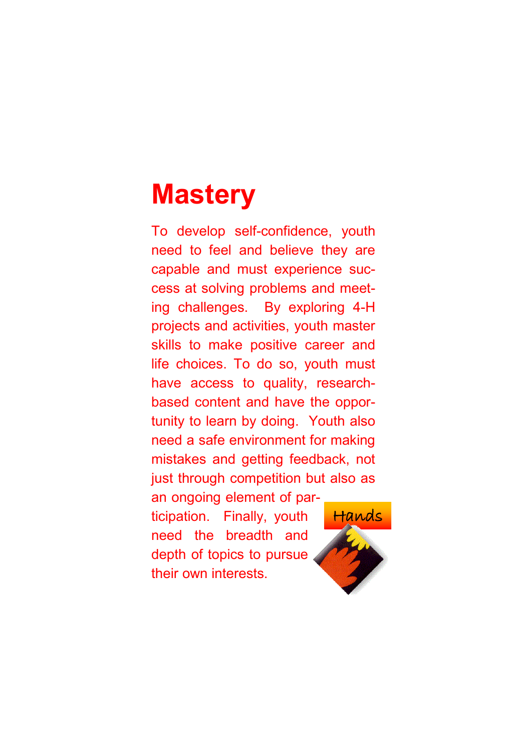# Mastery

To develop self-confidence, youth need to feel and believe they are capable and must experience success at solving problems and meeting challenges. By exploring 4-H projects and activities, youth master skills to make positive career and life choices. To do so, youth must have access to quality, research-based content and have the opportunity to learn by doing. Youth also need a safe environment for making mistakes and getting feedback, not just through competition but also as an ongoing element of participation. Finally, youth need the breadth and depth of topics to pursue their own interests.

Hands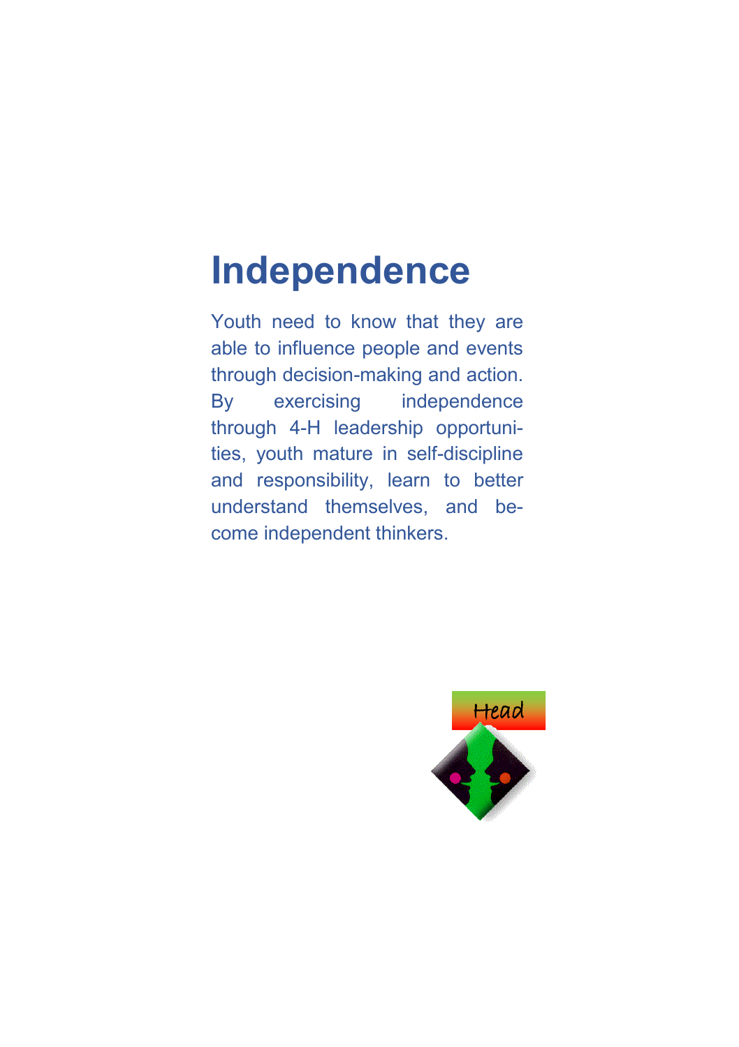# Independence

Youth need to know that they are able to influence people and events through decision-making and action. By exercising independence through 4-H leadership opportunities, youth mature in self-discipline and responsibility, learn to better understand themselves, and become independent thinkers.

Head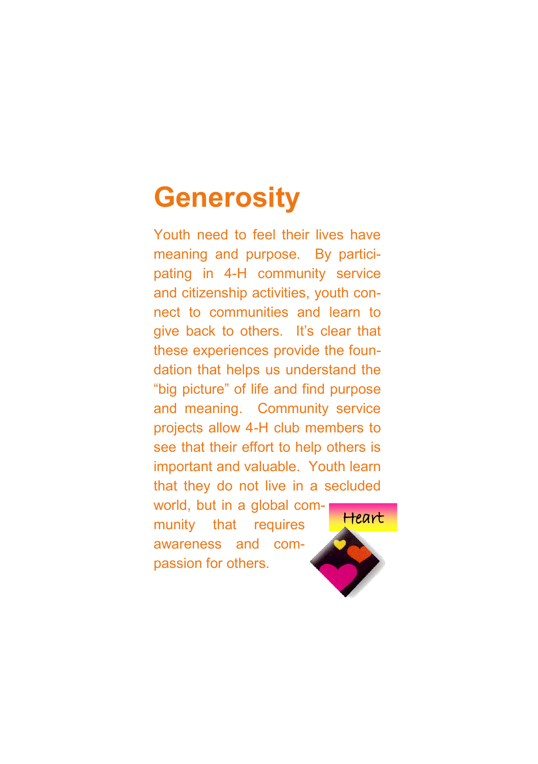# Generosity

Youth need to feel their lives have meaning and purpose. By participating in 4-H community service and citizenship activities, youth connect to communities and learn to give back to others. It's clear that these experiences provide the foundation that helps us understand the "big picture" of life and find purpose and meaning. Community service projects allow 4-H club members to see that their effort to help others is important and valuable. Youth learn that they do not live in a secluded world, but in a global community that requires awareness and compassion for others.

Heart